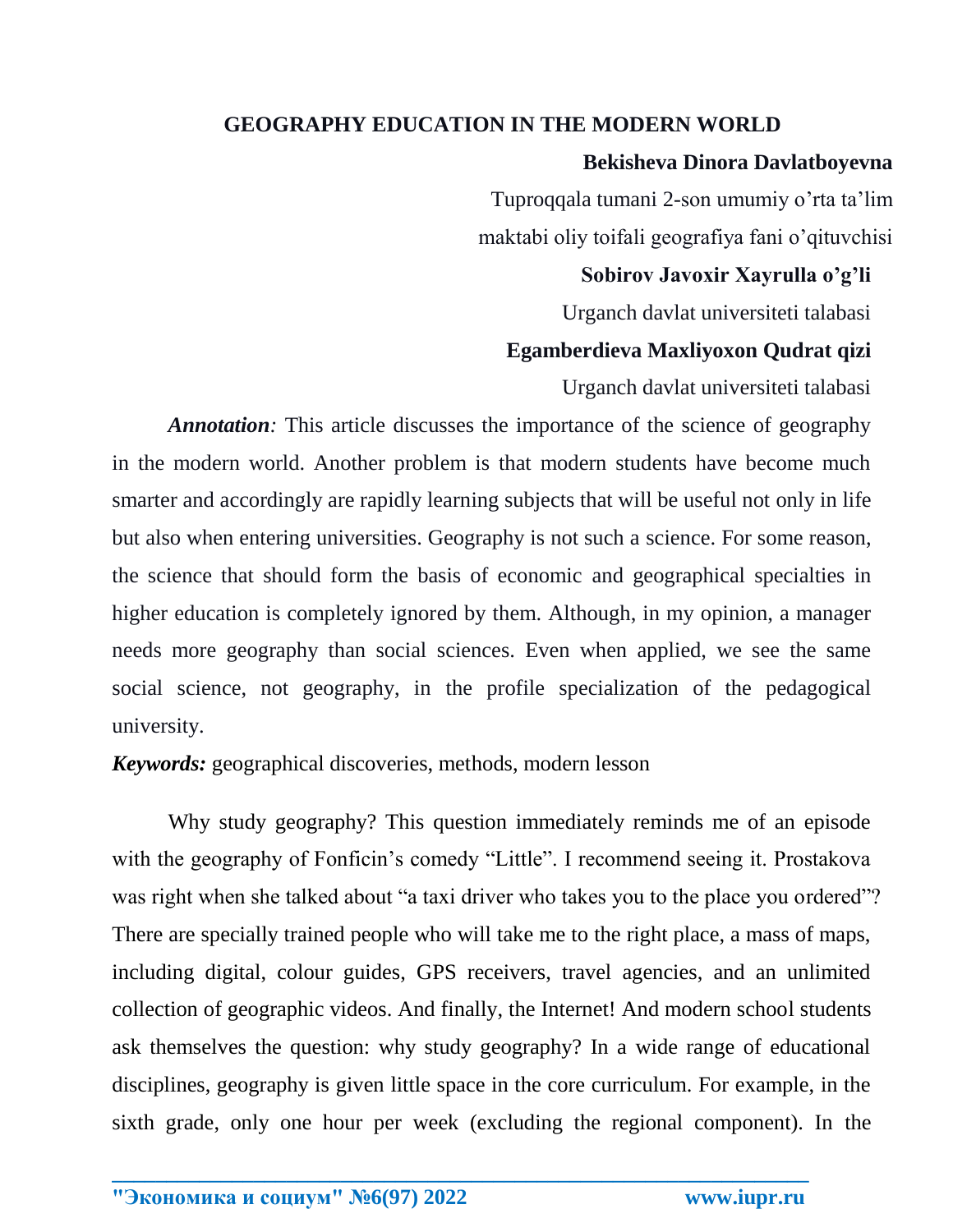# GEOGRAPHY EDUCATION IN THE MODERN WORLD

**Bekisheva Dinora Davlatboyevna**

Tuproqqala tumani 2-son umumiy o'rta ta'lim maktabi oliy toifali geografiya fani o'qituvchisi

**Sobirov Javoxir Xayrulla o'g'li**

Urganch davlat universiteti talabasi

**Egamberdieva Maxliyoxon Qudrat qizi**

Urganch davlat universiteti talabasi

***Annotation:*** This article discusses the importance of the science of geography in the modern world. Another problem is that modern students have become much smarter and accordingly are rapidly learning subjects that will be useful not only in life but also when entering universities. Geography is not such a science. For some reason, the science that should form the basis of economic and geographical specialties in higher education is completely ignored by them. Although, in my opinion, a manager needs more geography than social sciences. Even when applied, we see the same social science, not geography, in the profile specialization of the pedagogical university.

***Keywords:*** geographical discoveries, methods, modern lesson

Why study geography? This question immediately reminds me of an episode with the geography of Fonficin's comedy "Little". I recommend seeing it. Prostakova was right when she talked about "a taxi driver who takes you to the place you ordered"? There are specially trained people who will take me to the right place, a mass of maps, including digital, colour guides, GPS receivers, travel agencies, and an unlimited collection of geographic videos. And finally, the Internet! And modern school students ask themselves the question: why study geography? In a wide range of educational disciplines, geography is given little space in the core curriculum. For example, in the sixth grade, only one hour per week (excluding the regional component). In the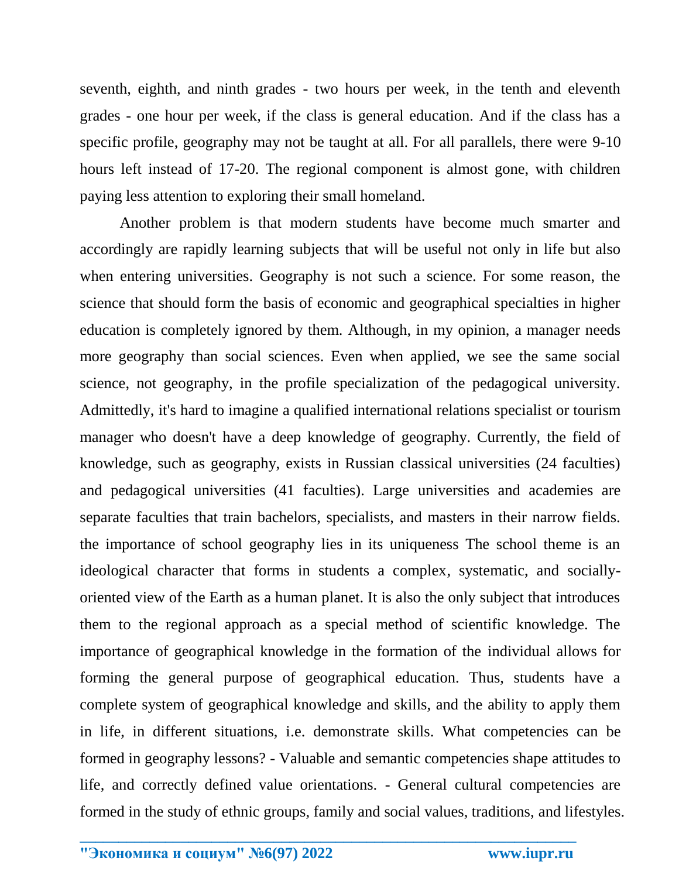seventh, eighth, and ninth grades - two hours per week, in the tenth and eleventh grades - one hour per week, if the class is general education. And if the class has a specific profile, geography may not be taught at all. For all parallels, there were 9-10 hours left instead of 17-20. The regional component is almost gone, with children paying less attention to exploring their small homeland.

Another problem is that modern students have become much smarter and accordingly are rapidly learning subjects that will be useful not only in life but also when entering universities. Geography is not such a science. For some reason, the science that should form the basis of economic and geographical specialties in higher education is completely ignored by them. Although, in my opinion, a manager needs more geography than social sciences. Even when applied, we see the same social science, not geography, in the profile specialization of the pedagogical university. Admittedly, it's hard to imagine a qualified international relations specialist or tourism manager who doesn't have a deep knowledge of geography. Currently, the field of knowledge, such as geography, exists in Russian classical universities (24 faculties) and pedagogical universities (41 faculties). Large universities and academies are separate faculties that train bachelors, specialists, and masters in their narrow fields. the importance of school geography lies in its uniqueness The school theme is an ideological character that forms in students a complex, systematic, and socially-oriented view of the Earth as a human planet. It is also the only subject that introduces them to the regional approach as a special method of scientific knowledge. The importance of geographical knowledge in the formation of the individual allows for forming the general purpose of geographical education. Thus, students have a complete system of geographical knowledge and skills, and the ability to apply them in life, in different situations, i.e. demonstrate skills. What competencies can be formed in geography lessons? - Valuable and semantic competencies shape attitudes to life, and correctly defined value orientations. - General cultural competencies are formed in the study of ethnic groups, family and social values, traditions, and lifestyles.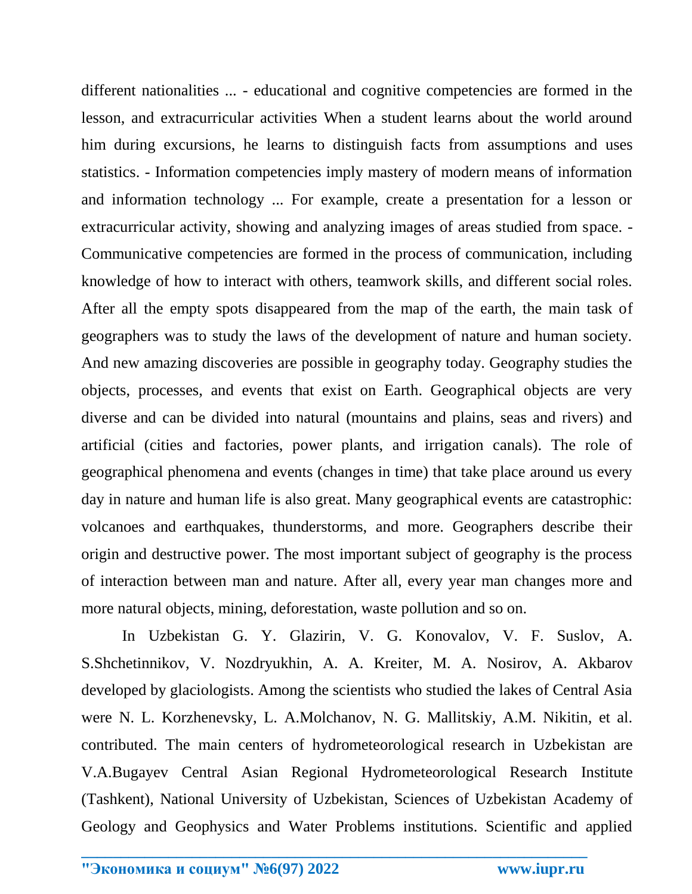different nationalities ... - educational and cognitive competencies are formed in the lesson, and extracurricular activities When a student learns about the world around him during excursions, he learns to distinguish facts from assumptions and uses statistics. - Information competencies imply mastery of modern means of information and information technology ... For example, create a presentation for a lesson or extracurricular activity, showing and analyzing images of areas studied from space. - Communicative competencies are formed in the process of communication, including knowledge of how to interact with others, teamwork skills, and different social roles. After all the empty spots disappeared from the map of the earth, the main task of geographers was to study the laws of the development of nature and human society. And new amazing discoveries are possible in geography today. Geography studies the objects, processes, and events that exist on Earth. Geographical objects are very diverse and can be divided into natural (mountains and plains, seas and rivers) and artificial (cities and factories, power plants, and irrigation canals). The role of geographical phenomena and events (changes in time) that take place around us every day in nature and human life is also great. Many geographical events are catastrophic: volcanoes and earthquakes, thunderstorms, and more. Geographers describe their origin and destructive power. The most important subject of geography is the process of interaction between man and nature. After all, every year man changes more and more natural objects, mining, deforestation, waste pollution and so on.

In Uzbekistan G. Y. Glazirin, V. G. Konovalov, V. F. Suslov, A. S.Shchetinnikov, V. Nozdryukhin, A. A. Kreiter, M. A. Nosirov, A. Akbarov developed by glaciologists. Among the scientists who studied the lakes of Central Asia were N. L. Korzhenevsky, L. A.Molchanov, N. G. Mallitskiy, A.M. Nikitin, et al. contributed. The main centers of hydrometeorological research in Uzbekistan are V.A.Bugayev Central Asian Regional Hydrometeorological Research Institute (Tashkent), National University of Uzbekistan, Sciences of Uzbekistan Academy of Geology and Geophysics and Water Problems institutions. Scientific and applied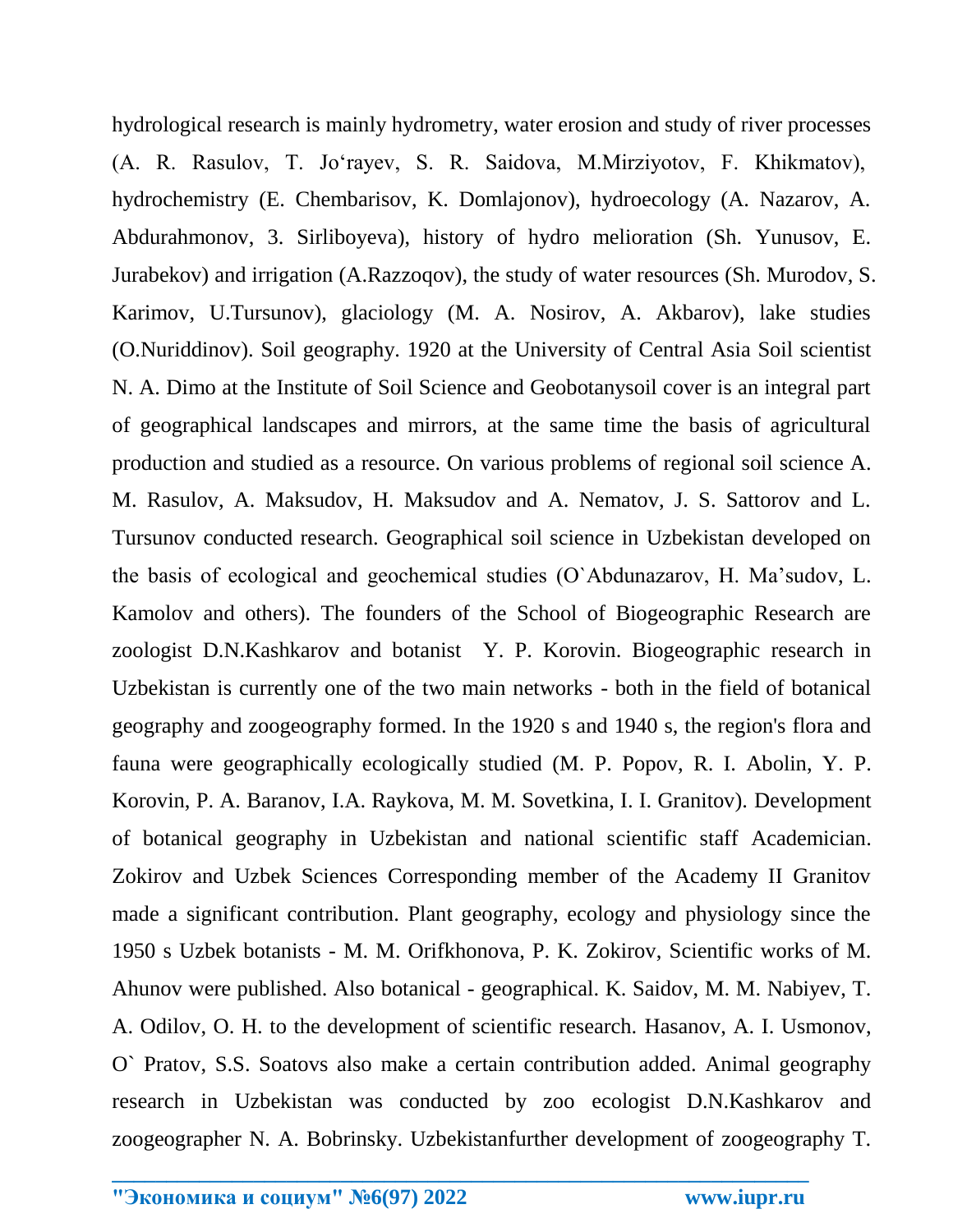hydrological research is mainly hydrometry, water erosion and study of river processes (A. R. Rasulov, T. Jo‘rayev, S. R. Saidova, M.Mirziyotov, F. Khikmatov), hydrochemistry (E. Chembarisov, K. Domlajonov), hydroecology (A. Nazarov, A. Abdurahmonov, 3. Sirliboyeva), history of hydro melioration (Sh. Yunusov, E. Jurabekov) and irrigation (A.Razzoqov), the study of water resources (Sh. Murodov, S. Karimov, U.Tursunov), glaciology (M. A. Nosirov, A. Akbarov), lake studies (O.Nuriddinov). Soil geography. 1920 at the University of Central Asia Soil scientist N. A. Dimo at the Institute of Soil Science and Geobotanysoil cover is an integral part of geographical landscapes and mirrors, at the same time the basis of agricultural production and studied as a resource. On various problems of regional soil science A. M. Rasulov, A. Maksudov, H. Maksudov and A. Nematov, J. S. Sattorov and L. Tursunov conducted research. Geographical soil science in Uzbekistan developed on the basis of ecological and geochemical studies (O`Abdunazarov, H. Ma’sudov, L. Kamolov and others). The founders of the School of Biogeographic Research are zoologist D.N.Kashkarov and botanist Y. P. Korovin. Biogeographic research in Uzbekistan is currently one of the two main networks - both in the field of botanical geography and zoogeography formed. In the 1920 s and 1940 s, the region's flora and fauna were geographically ecologically studied (M. P. Popov, R. I. Abolin, Y. P. Korovin, P. A. Baranov, I.A. Raykova, M. M. Sovetkina, I. I. Granitov). Development of botanical geography in Uzbekistan and national scientific staff Academician. Zokirov and Uzbek Sciences Corresponding member of the Academy II Granitov made a significant contribution. Plant geography, ecology and physiology since the 1950 s Uzbek botanists - M. M. Orifkhonova, P. K. Zokirov, Scientific works of M. Ahunov were published. Also botanical - geographical. K. Saidov, M. M. Nabiyev, T. A. Odilov, O. H. to the development of scientific research. Hasanov, A. I. Usmonov, O` Pratov, S.S. Soatovs also make a certain contribution added. Animal geography research in Uzbekistan was conducted by zoo ecologist D.N.Kashkarov and zoogeographer N. A. Bobrinsky. Uzbekistanfurther development of zoogeography T.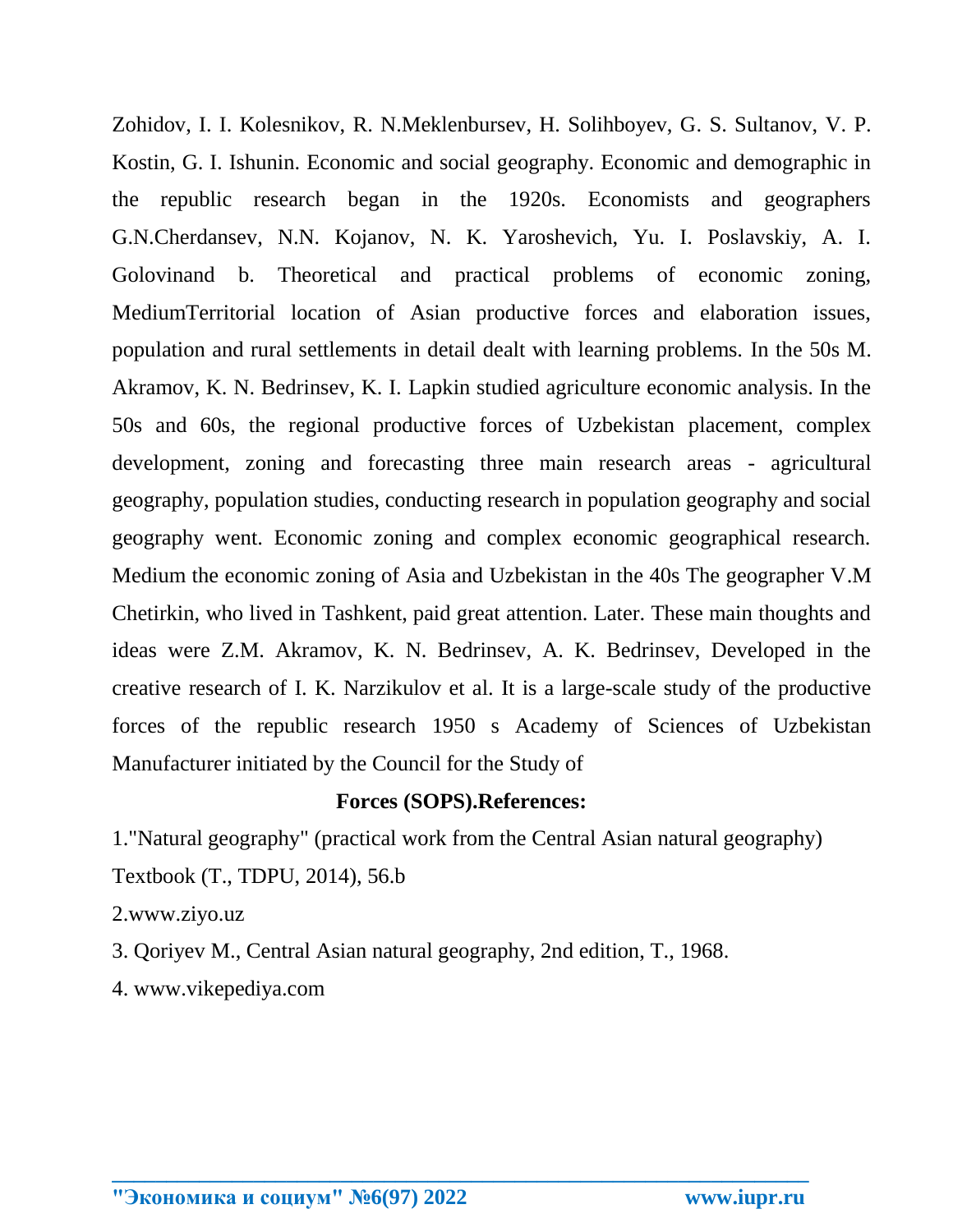Zohidov, I. I. Kolesnikov, R. N.Meklenbursev, H. Solihboyev, G. S. Sultanov, V. P. Kostin, G. I. Ishunin. Economic and social geography. Economic and demographic in the republic research began in the 1920s. Economists and geographers G.N.Cherdansev, N.N. Kojanov, N. K. Yaroshevich, Yu. I. Poslavskiy, A. I. Golovinand b. Theoretical and practical problems of economic zoning, MediumTerritorial location of Asian productive forces and elaboration issues, population and rural settlements in detail dealt with learning problems. In the 50s M. Akramov, K. N. Bedrinsev, K. I. Lapkin studied agriculture economic analysis. In the 50s and 60s, the regional productive forces of Uzbekistan placement, complex development, zoning and forecasting three main research areas - agricultural geography, population studies, conducting research in population geography and social geography went. Economic zoning and complex economic geographical research. Medium the economic zoning of Asia and Uzbekistan in the 40s The geographer V.M Chetirkin, who lived in Tashkent, paid great attention. Later. These main thoughts and ideas were Z.M. Akramov, K. N. Bedrinsev, A. K. Bedrinsev, Developed in the creative research of I. K. Narzikulov et al. It is a large-scale study of the productive forces of the republic research 1950 s Academy of Sciences of Uzbekistan Manufacturer initiated by the Council for the Study of

**Forces (SOPS).References:**

1."Natural geography" (practical work from the Central Asian natural geography) Textbook (T., TDPU, 2014), 56.b

2.www.ziyo.uz

3. Qoriyev M., Central Asian natural geography, 2nd edition, T., 1968.

4. www.vikepediya.com